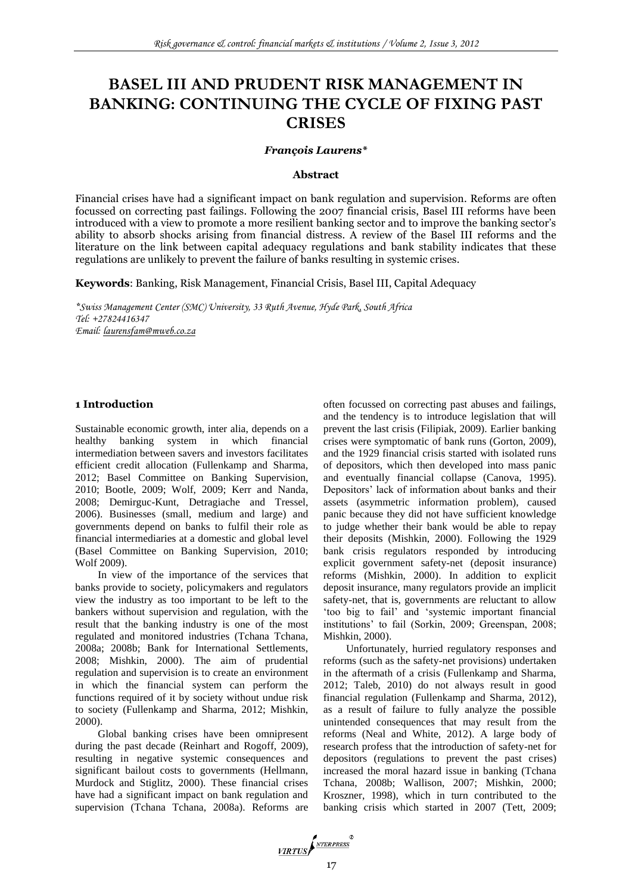# BASEL III AND PRUDENT RISK MANAGEMENT IN BANKING: CONTINUING THE CYCLE OF FIXING PAST CRISES

***François Laurens****

**Abstract**

Financial crises have had a significant impact on bank regulation and supervision. Reforms are often focussed on correcting past failings. Following the 2007 financial crisis, Basel III reforms have been introduced with a view to promote a more resilient banking sector and to improve the banking sector's ability to absorb shocks arising from financial distress. A review of the Basel III reforms and the literature on the link between capital adequacy regulations and bank stability indicates that these regulations are unlikely to prevent the failure of banks resulting in systemic crises.

**Keywords**: Banking, Risk Management, Financial Crisis, Basel III, Capital Adequacy

*\*Swiss Management Center (SMC) University, 33 Ruth Avenue, Hyde Park, South Africa*
*Tel: +27824416347*
*Email: laurensfam@mweb.co.za*

## 1 Introduction

Sustainable economic growth, inter alia, depends on a healthy banking system in which financial intermediation between savers and investors facilitates efficient credit allocation (Fullenkamp and Sharma, 2012; Basel Committee on Banking Supervision, 2010; Bootle, 2009; Wolf, 2009; Kerr and Nanda, 2008; Demirguc-Kunt, Detragiache and Tressel, 2006). Businesses (small, medium and large) and governments depend on banks to fulfil their role as financial intermediaries at a domestic and global level (Basel Committee on Banking Supervision, 2010; Wolf 2009).

In view of the importance of the services that banks provide to society, policymakers and regulators view the industry as too important to be left to the bankers without supervision and regulation, with the result that the banking industry is one of the most regulated and monitored industries (Tchana Tchana, 2008a; 2008b; Bank for International Settlements, 2008; Mishkin, 2000). The aim of prudential regulation and supervision is to create an environment in which the financial system can perform the functions required of it by society without undue risk to society (Fullenkamp and Sharma, 2012; Mishkin, 2000).

Global banking crises have been omnipresent during the past decade (Reinhart and Rogoff, 2009), resulting in negative systemic consequences and significant bailout costs to governments (Hellmann, Murdock and Stiglitz, 2000). These financial crises have had a significant impact on bank regulation and supervision (Tchana Tchana, 2008a). Reforms are often focussed on correcting past abuses and failings, and the tendency is to introduce legislation that will prevent the last crisis (Filipiak, 2009). Earlier banking crises were symptomatic of bank runs (Gorton, 2009), and the 1929 financial crisis started with isolated runs of depositors, which then developed into mass panic and eventually financial collapse (Canova, 1995). Depositors' lack of information about banks and their assets (asymmetric information problem), caused panic because they did not have sufficient knowledge to judge whether their bank would be able to repay their deposits (Mishkin, 2000). Following the 1929 bank crisis regulators responded by introducing explicit government safety-net (deposit insurance) reforms (Mishkin, 2000). In addition to explicit deposit insurance, many regulators provide an implicit safety-net, that is, governments are reluctant to allow 'too big to fail' and 'systemic important financial institutions' to fail (Sorkin, 2009; Greenspan, 2008; Mishkin, 2000).

Unfortunately, hurried regulatory responses and reforms (such as the safety-net provisions) undertaken in the aftermath of a crisis (Fullenkamp and Sharma, 2012; Taleb, 2010) do not always result in good financial regulation (Fullenkamp and Sharma, 2012), as a result of failure to fully analyze the possible unintended consequences that may result from the reforms (Neal and White, 2012). A large body of research profess that the introduction of safety-net for depositors (regulations to prevent the past crises) increased the moral hazard issue in banking (Tchana Tchana, 2008b; Wallison, 2007; Mishkin, 2000; Kroszner, 1998), which in turn contributed to the banking crisis which started in 2007 (Tett, 2009;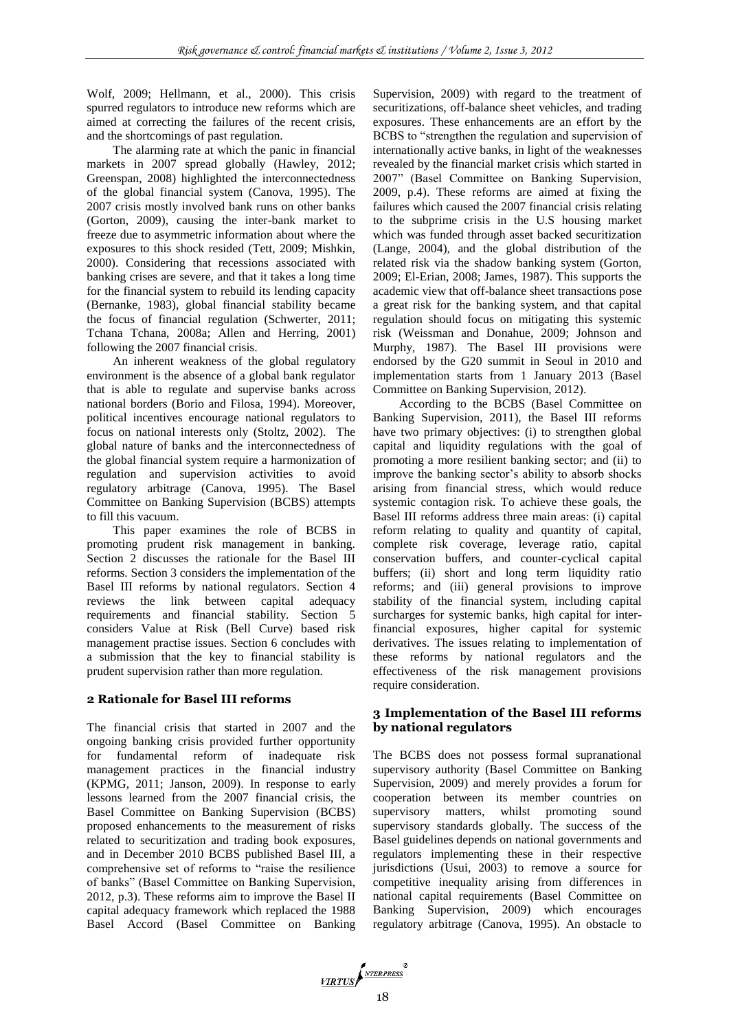Wolf, 2009; Hellmann, et al., 2000). This crisis spurred regulators to introduce new reforms which are aimed at correcting the failures of the recent crisis, and the shortcomings of past regulation.

The alarming rate at which the panic in financial markets in 2007 spread globally (Hawley, 2012; Greenspan, 2008) highlighted the interconnectedness of the global financial system (Canova, 1995). The 2007 crisis mostly involved bank runs on other banks (Gorton, 2009), causing the inter-bank market to freeze due to asymmetric information about where the exposures to this shock resided (Tett, 2009; Mishkin, 2000). Considering that recessions associated with banking crises are severe, and that it takes a long time for the financial system to rebuild its lending capacity (Bernanke, 1983), global financial stability became the focus of financial regulation (Schwerter, 2011; Tchana Tchana, 2008a; Allen and Herring, 2001) following the 2007 financial crisis.

An inherent weakness of the global regulatory environment is the absence of a global bank regulator that is able to regulate and supervise banks across national borders (Borio and Filosa, 1994). Moreover, political incentives encourage national regulators to focus on national interests only (Stoltz, 2002). The global nature of banks and the interconnectedness of the global financial system require a harmonization of regulation and supervision activities to avoid regulatory arbitrage (Canova, 1995). The Basel Committee on Banking Supervision (BCBS) attempts to fill this vacuum.

This paper examines the role of BCBS in promoting prudent risk management in banking. Section 2 discusses the rationale for the Basel III reforms. Section 3 considers the implementation of the Basel III reforms by national regulators. Section 4 reviews the link between capital adequacy requirements and financial stability. Section 5 considers Value at Risk (Bell Curve) based risk management practise issues. Section 6 concludes with a submission that the key to financial stability is prudent supervision rather than more regulation.

## 2 Rationale for Basel III reforms

The financial crisis that started in 2007 and the ongoing banking crisis provided further opportunity for fundamental reform of inadequate risk management practices in the financial industry (KPMG, 2011; Janson, 2009). In response to early lessons learned from the 2007 financial crisis, the Basel Committee on Banking Supervision (BCBS) proposed enhancements to the measurement of risks related to securitization and trading book exposures, and in December 2010 BCBS published Basel III, a comprehensive set of reforms to "raise the resilience of banks" (Basel Committee on Banking Supervision, 2012, p.3). These reforms aim to improve the Basel II capital adequacy framework which replaced the 1988 Basel Accord (Basel Committee on Banking Supervision, 2009) with regard to the treatment of securitizations, off-balance sheet vehicles, and trading exposures. These enhancements are an effort by the BCBS to "strengthen the regulation and supervision of internationally active banks, in light of the weaknesses revealed by the financial market crisis which started in 2007" (Basel Committee on Banking Supervision, 2009, p.4). These reforms are aimed at fixing the failures which caused the 2007 financial crisis relating to the subprime crisis in the U.S housing market which was funded through asset backed securitization (Lange, 2004), and the global distribution of the related risk via the shadow banking system (Gorton, 2009; El-Erian, 2008; James, 1987). This supports the academic view that off-balance sheet transactions pose a great risk for the banking system, and that capital regulation should focus on mitigating this systemic risk (Weissman and Donahue, 2009; Johnson and Murphy, 1987). The Basel III provisions were endorsed by the G20 summit in Seoul in 2010 and implementation starts from 1 January 2013 (Basel Committee on Banking Supervision, 2012).

According to the BCBS (Basel Committee on Banking Supervision, 2011), the Basel III reforms have two primary objectives: (i) to strengthen global capital and liquidity regulations with the goal of promoting a more resilient banking sector; and (ii) to improve the banking sector's ability to absorb shocks arising from financial stress, which would reduce systemic contagion risk. To achieve these goals, the Basel III reforms address three main areas: (i) capital reform relating to quality and quantity of capital, complete risk coverage, leverage ratio, capital conservation buffers, and counter-cyclical capital buffers; (ii) short and long term liquidity ratio reforms; and (iii) general provisions to improve stability of the financial system, including capital surcharges for systemic banks, high capital for inter-financial exposures, higher capital for systemic derivatives. The issues relating to implementation of these reforms by national regulators and the effectiveness of the risk management provisions require consideration.

## 3 Implementation of the Basel III reforms by national regulators

The BCBS does not possess formal supranational supervisory authority (Basel Committee on Banking Supervision, 2009) and merely provides a forum for cooperation between its member countries on supervisory matters, whilst promoting sound supervisory standards globally. The success of the Basel guidelines depends on national governments and regulators implementing these in their respective jurisdictions (Usui, 2003) to remove a source for competitive inequality arising from differences in national capital requirements (Basel Committee on Banking Supervision, 2009) which encourages regulatory arbitrage (Canova, 1995). An obstacle to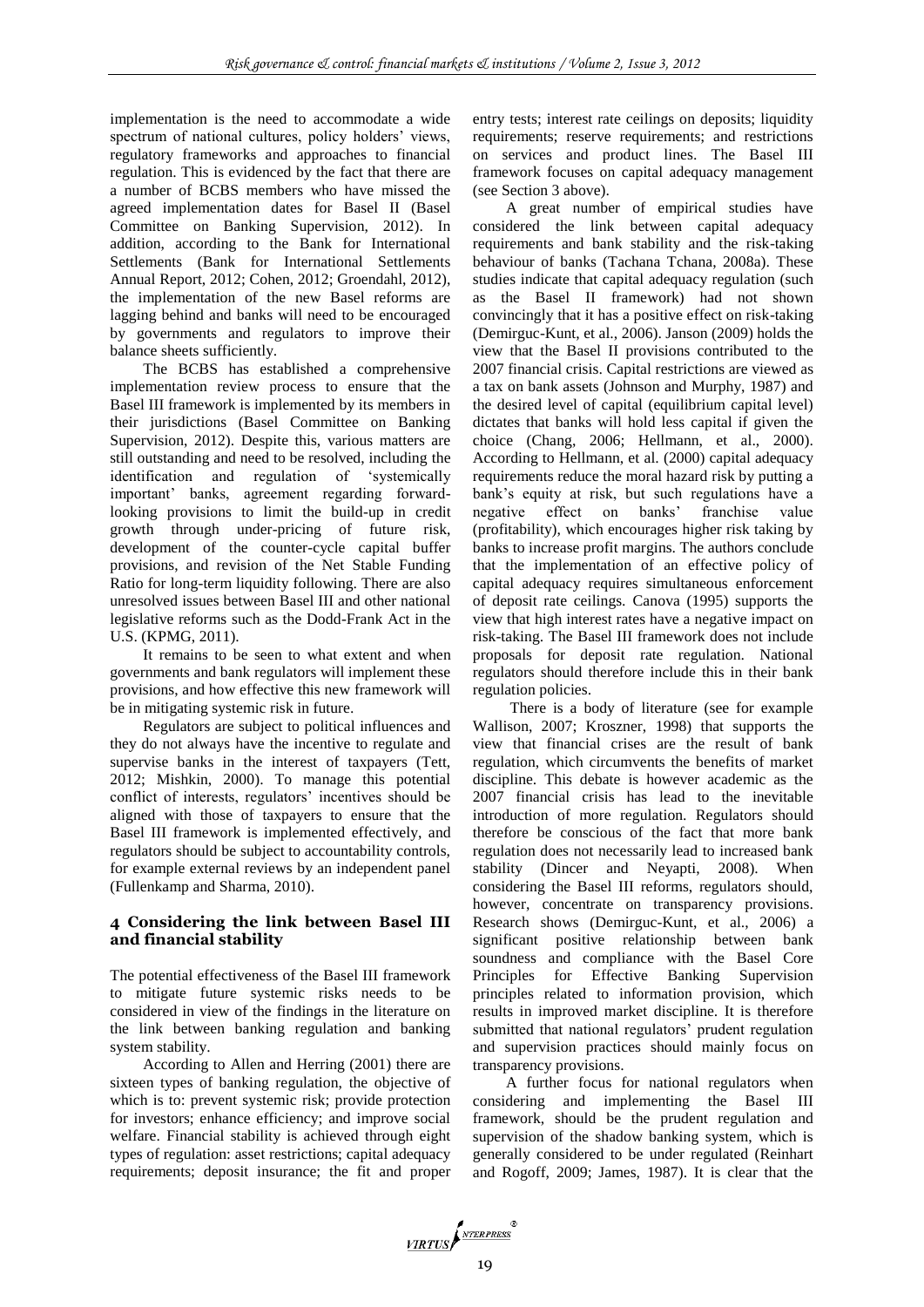implementation is the need to accommodate a wide spectrum of national cultures, policy holders' views, regulatory frameworks and approaches to financial regulation. This is evidenced by the fact that there are a number of BCBS members who have missed the agreed implementation dates for Basel II (Basel Committee on Banking Supervision, 2012). In addition, according to the Bank for International Settlements (Bank for International Settlements Annual Report, 2012; Cohen, 2012; Groendahl, 2012), the implementation of the new Basel reforms are lagging behind and banks will need to be encouraged by governments and regulators to improve their balance sheets sufficiently.

The BCBS has established a comprehensive implementation review process to ensure that the Basel III framework is implemented by its members in their jurisdictions (Basel Committee on Banking Supervision, 2012). Despite this, various matters are still outstanding and need to be resolved, including the identification and regulation of 'systemically important' banks, agreement regarding forward-looking provisions to limit the build-up in credit growth through under-pricing of future risk, development of the counter-cycle capital buffer provisions, and revision of the Net Stable Funding Ratio for long-term liquidity following. There are also unresolved issues between Basel III and other national legislative reforms such as the Dodd-Frank Act in the U.S. (KPMG, 2011).

It remains to be seen to what extent and when governments and bank regulators will implement these provisions, and how effective this new framework will be in mitigating systemic risk in future.

Regulators are subject to political influences and they do not always have the incentive to regulate and supervise banks in the interest of taxpayers (Tett, 2012; Mishkin, 2000). To manage this potential conflict of interests, regulators' incentives should be aligned with those of taxpayers to ensure that the Basel III framework is implemented effectively, and regulators should be subject to accountability controls, for example external reviews by an independent panel (Fullenkamp and Sharma, 2010).

## 4 Considering the link between Basel III and financial stability

The potential effectiveness of the Basel III framework to mitigate future systemic risks needs to be considered in view of the findings in the literature on the link between banking regulation and banking system stability.

According to Allen and Herring (2001) there are sixteen types of banking regulation, the objective of which is to: prevent systemic risk; provide protection for investors; enhance efficiency; and improve social welfare. Financial stability is achieved through eight types of regulation: asset restrictions; capital adequacy requirements; deposit insurance; the fit and proper entry tests; interest rate ceilings on deposits; liquidity requirements; reserve requirements; and restrictions on services and product lines. The Basel III framework focuses on capital adequacy management (see Section 3 above).

A great number of empirical studies have considered the link between capital adequacy requirements and bank stability and the risk-taking behaviour of banks (Tachana Tchana, 2008a). These studies indicate that capital adequacy regulation (such as the Basel II framework) had not shown convincingly that it has a positive effect on risk-taking (Demirguc-Kunt, et al., 2006). Janson (2009) holds the view that the Basel II provisions contributed to the 2007 financial crisis. Capital restrictions are viewed as a tax on bank assets (Johnson and Murphy, 1987) and the desired level of capital (equilibrium capital level) dictates that banks will hold less capital if given the choice (Chang, 2006; Hellmann, et al., 2000). According to Hellmann, et al. (2000) capital adequacy requirements reduce the moral hazard risk by putting a bank's equity at risk, but such regulations have a negative effect on banks' franchise value (profitability), which encourages higher risk taking by banks to increase profit margins. The authors conclude that the implementation of an effective policy of capital adequacy requires simultaneous enforcement of deposit rate ceilings. Canova (1995) supports the view that high interest rates have a negative impact on risk-taking. The Basel III framework does not include proposals for deposit rate regulation. National regulators should therefore include this in their bank regulation policies.

There is a body of literature (see for example Wallison, 2007; Kroszner, 1998) that supports the view that financial crises are the result of bank regulation, which circumvents the benefits of market discipline. This debate is however academic as the 2007 financial crisis has lead to the inevitable introduction of more regulation. Regulators should therefore be conscious of the fact that more bank regulation does not necessarily lead to increased bank stability (Dincer and Neyapti, 2008). When considering the Basel III reforms, regulators should, however, concentrate on transparency provisions. Research shows (Demirguc-Kunt, et al., 2006) a significant positive relationship between bank soundness and compliance with the Basel Core Principles for Effective Banking Supervision principles related to information provision, which results in improved market discipline. It is therefore submitted that national regulators' prudent regulation and supervision practices should mainly focus on transparency provisions.

A further focus for national regulators when considering and implementing the Basel III framework, should be the prudent regulation and supervision of the shadow banking system, which is generally considered to be under regulated (Reinhart and Rogoff, 2009; James, 1987). It is clear that the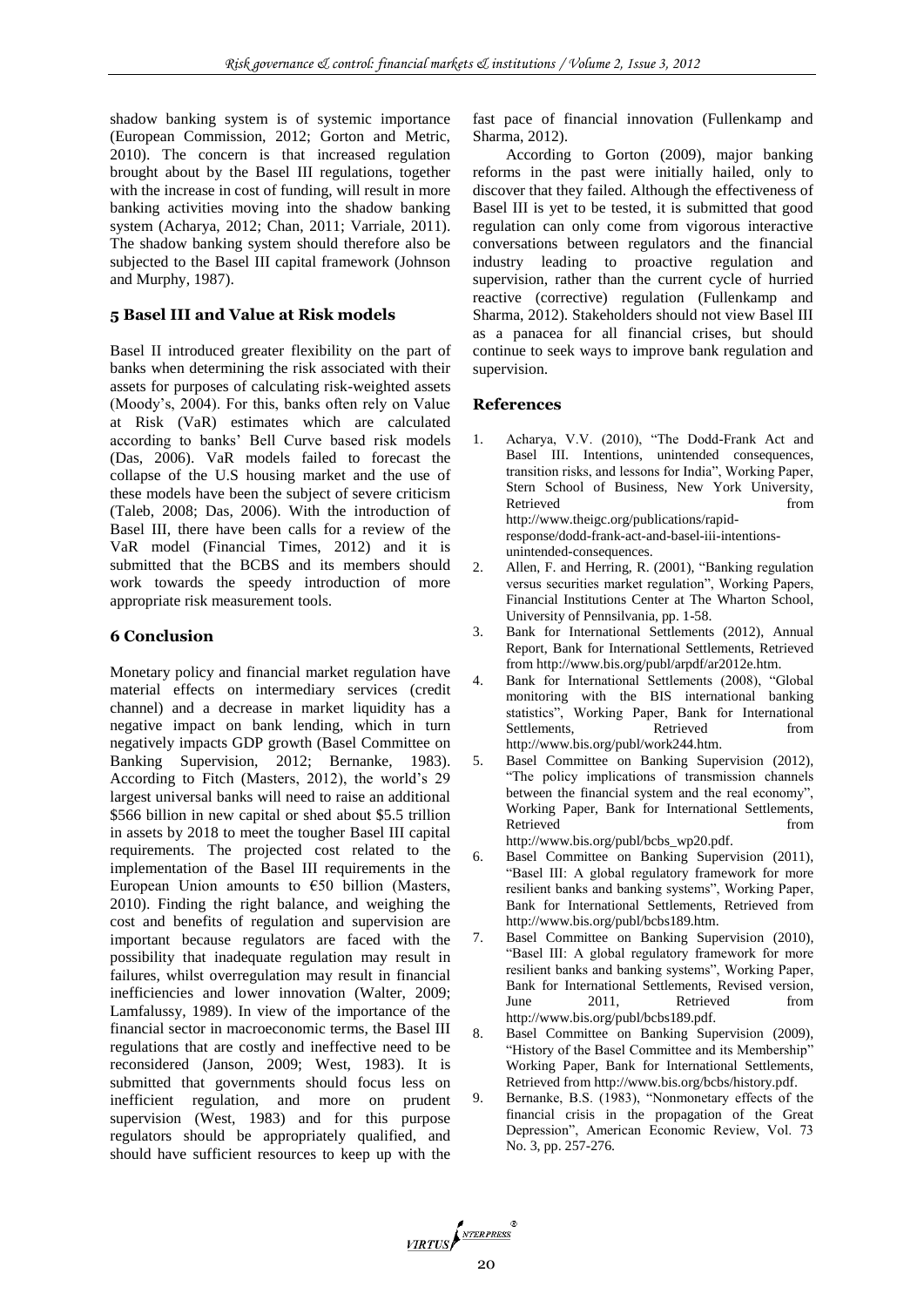shadow banking system is of systemic importance (European Commission, 2012; Gorton and Metric, 2010). The concern is that increased regulation brought about by the Basel III regulations, together with the increase in cost of funding, will result in more banking activities moving into the shadow banking system (Acharya, 2012; Chan, 2011; Varriale, 2011). The shadow banking system should therefore also be subjected to the Basel III capital framework (Johnson and Murphy, 1987).

## 5 Basel III and Value at Risk models

Basel II introduced greater flexibility on the part of banks when determining the risk associated with their assets for purposes of calculating risk-weighted assets (Moody's, 2004). For this, banks often rely on Value at Risk (VaR) estimates which are calculated according to banks' Bell Curve based risk models (Das, 2006). VaR models failed to forecast the collapse of the U.S housing market and the use of these models have been the subject of severe criticism (Taleb, 2008; Das, 2006). With the introduction of Basel III, there have been calls for a review of the VaR model (Financial Times, 2012) and it is submitted that the BCBS and its members should work towards the speedy introduction of more appropriate risk measurement tools.

## 6 Conclusion

Monetary policy and financial market regulation have material effects on intermediary services (credit channel) and a decrease in market liquidity has a negative impact on bank lending, which in turn negatively impacts GDP growth (Basel Committee on Banking Supervision, 2012; Bernanke, 1983). According to Fitch (Masters, 2012), the world's 29 largest universal banks will need to raise an additional \$566 billion in new capital or shed about \$5.5 trillion in assets by 2018 to meet the tougher Basel III capital requirements. The projected cost related to the implementation of the Basel III requirements in the European Union amounts to €50 billion (Masters, 2010). Finding the right balance, and weighing the cost and benefits of regulation and supervision are important because regulators are faced with the possibility that inadequate regulation may result in failures, whilst overregulation may result in financial inefficiencies and lower innovation (Walter, 2009; Lamfalussy, 1989). In view of the importance of the financial sector in macroeconomic terms, the Basel III regulations that are costly and ineffective need to be reconsidered (Janson, 2009; West, 1983). It is submitted that governments should focus less on inefficient regulation, and more on prudent supervision (West, 1983) and for this purpose regulators should be appropriately qualified, and should have sufficient resources to keep up with the fast pace of financial innovation (Fullenkamp and Sharma, 2012).

According to Gorton (2009), major banking reforms in the past were initially hailed, only to discover that they failed. Although the effectiveness of Basel III is yet to be tested, it is submitted that good regulation can only come from vigorous interactive conversations between regulators and the financial industry leading to proactive regulation and supervision, rather than the current cycle of hurried reactive (corrective) regulation (Fullenkamp and Sharma, 2012). Stakeholders should not view Basel III as a panacea for all financial crises, but should continue to seek ways to improve bank regulation and supervision.

## References

1. Acharya, V.V. (2010), "The Dodd-Frank Act and Basel III. Intentions, unintended consequences, transition risks, and lessons for India", Working Paper, Stern School of Business, New York University, Retrieved from http://www.theigc.org/publications/rapid-response/dodd-frank-act-and-basel-iii-intentions-unintended-consequences.
2. Allen, F. and Herring, R. (2001), "Banking regulation versus securities market regulation", Working Papers, Financial Institutions Center at The Wharton School, University of Pennsilvania, pp. 1-58.
3. Bank for International Settlements (2012), Annual Report, Bank for International Settlements, Retrieved from http://www.bis.org/publ/arpdf/ar2012e.htm.
4. Bank for International Settlements (2008), "Global monitoring with the BIS international banking statistics", Working Paper, Bank for International Settlements, Retrieved from http://www.bis.org/publ/work244.htm.
5. Basel Committee on Banking Supervision (2012), "The policy implications of transmission channels between the financial system and the real economy", Working Paper, Bank for International Settlements, Retrieved from http://www.bis.org/publ/bcbs_wp20.pdf.
6. Basel Committee on Banking Supervision (2011), "Basel III: A global regulatory framework for more resilient banks and banking systems", Working Paper, Bank for International Settlements, Retrieved from http://www.bis.org/publ/bcbs189.htm.
7. Basel Committee on Banking Supervision (2010), "Basel III: A global regulatory framework for more resilient banks and banking systems", Working Paper, Bank for International Settlements, Revised version, June 2011, Retrieved from http://www.bis.org/publ/bcbs189.pdf.
8. Basel Committee on Banking Supervision (2009), "History of the Basel Committee and its Membership" Working Paper, Bank for International Settlements, Retrieved from http://www.bis.org/bcbs/history.pdf.
9. Bernanke, B.S. (1983), "Nonmonetary effects of the financial crisis in the propagation of the Great Depression", American Economic Review, Vol. 73 No. 3, pp. 257-276.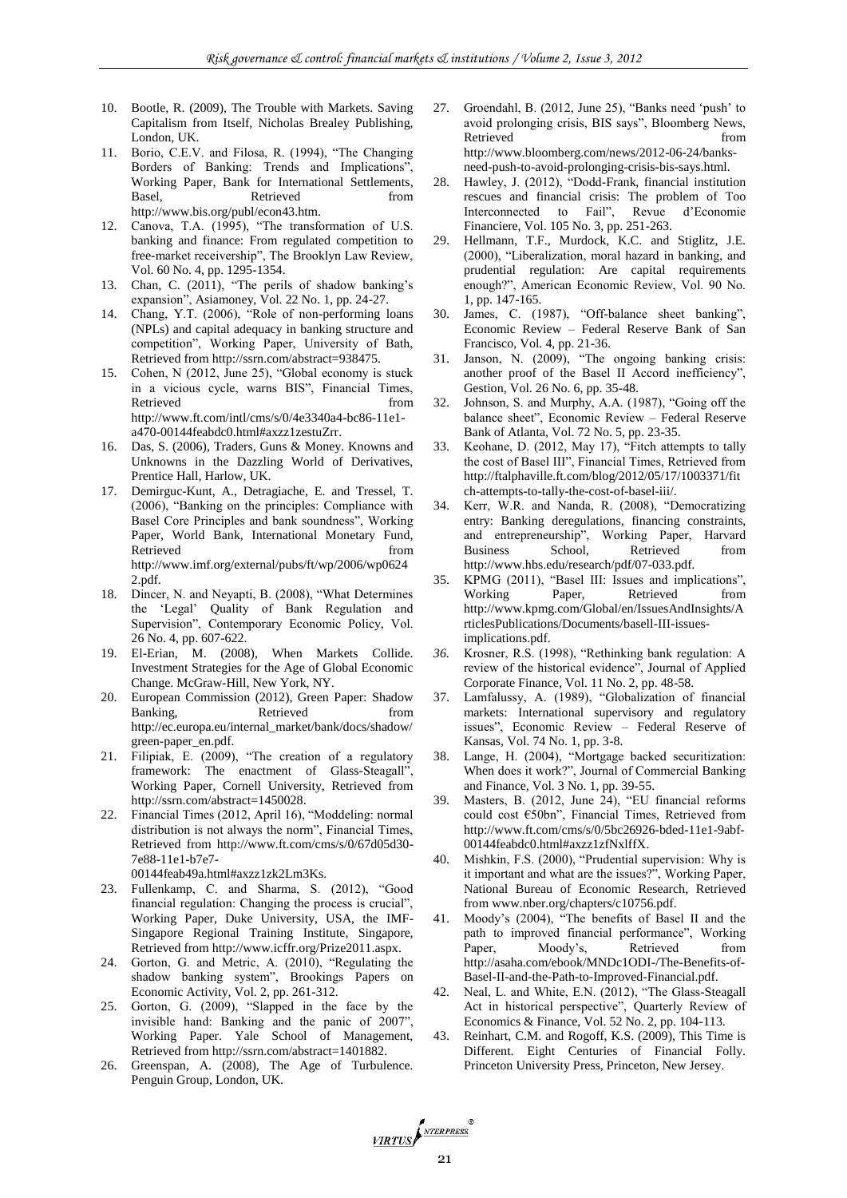10. Bootle, R. (2009), The Trouble with Markets. Saving Capitalism from Itself, Nicholas Brealey Publishing, London, UK.
11. Borio, C.E.V. and Filosa, R. (1994), "The Changing Borders of Banking: Trends and Implications", Working Paper, Bank for International Settlements, Basel, Retrieved from http://www.bis.org/publ/econ43.htm.
12. Canova, T.A. (1995), "The transformation of U.S. banking and finance: From regulated competition to free-market receivership", The Brooklyn Law Review, Vol. 60 No. 4, pp. 1295-1354.
13. Chan, C. (2011), "The perils of shadow banking's expansion", Asiamoney, Vol. 22 No. 1, pp. 24-27.
14. Chang, Y.T. (2006), "Role of non-performing loans (NPLs) and capital adequacy in banking structure and competition", Working Paper, University of Bath, Retrieved from http://ssrn.com/abstract=938475.
15. Cohen, N (2012, June 25), "Global economy is stuck in a vicious cycle, warns BIS", Financial Times, Retrieved from http://www.ft.com/intl/cms/s/0/4e3340a4-bc86-11e1-a470-00144feabdc0.html#axzz1zestuZrr.
16. Das, S. (2006), Traders, Guns & Money. Knowns and Unknowns in the Dazzling World of Derivatives, Prentice Hall, Harlow, UK.
17. Demirguc-Kunt, A., Detragiache, E. and Tressel, T. (2006), "Banking on the principles: Compliance with Basel Core Principles and bank soundness", Working Paper, World Bank, International Monetary Fund, Retrieved from http://www.imf.org/external/pubs/ft/wp/2006/wp06242.pdf.
18. Dincer, N. and Neyapti, B. (2008), "What Determines the 'Legal' Quality of Bank Regulation and Supervision", Contemporary Economic Policy, Vol. 26 No. 4, pp. 607-622.
19. El-Erian, M. (2008), When Markets Collide. Investment Strategies for the Age of Global Economic Change. McGraw-Hill, New York, NY.
20. European Commission (2012), Green Paper: Shadow Banking, Retrieved from http://ec.europa.eu/internal_market/bank/docs/shadow/green-paper_en.pdf.
21. Filipiak, E. (2009), "The creation of a regulatory framework: The enactment of Glass-Steagall", Working Paper, Cornell University, Retrieved from http://ssrn.com/abstract=1450028.
22. Financial Times (2012, April 16), "Moddeling: normal distribution is not always the norm", Financial Times, Retrieved from http://www.ft.com/cms/s/0/67d05d30-7e88-11e1-b7e7-00144feab49a.html#axzz1zk2Lm3Ks.
23. Fullenkamp, C. and Sharma, S. (2012), "Good financial regulation: Changing the process is crucial", Working Paper, Duke University, USA, the IMF-Singapore Regional Training Institute, Singapore, Retrieved from http://www.icffr.org/Prize2011.aspx.
24. Gorton, G. and Metric, A. (2010), "Regulating the shadow banking system", Brookings Papers on Economic Activity, Vol. 2, pp. 261-312.
25. Gorton, G. (2009), "Slapped in the face by the invisible hand: Banking and the panic of 2007", Working Paper. Yale School of Management, Retrieved from http://ssrn.com/abstract=1401882.
26. Greenspan, A. (2008), The Age of Turbulence. Penguin Group, London, UK.
27. Groendahl, B. (2012, June 25), "Banks need 'push' to avoid prolonging crisis, BIS says", Bloomberg News, Retrieved from http://www.bloomberg.com/news/2012-06-24/banks-need-push-to-avoid-prolonging-crisis-bis-says.html.
28. Hawley, J. (2012), "Dodd-Frank, financial institution rescues and financial crisis: The problem of Too Interconnected to Fail", Revue d'Economie Financiere, Vol. 105 No. 3, pp. 251-263.
29. Hellmann, T.F., Murdock, K.C. and Stiglitz, J.E. (2000), "Liberalization, moral hazard in banking, and prudential regulation: Are capital requirements enough?", American Economic Review, Vol. 90 No. 1, pp. 147-165.
30. James, C. (1987), "Off-balance sheet banking", Economic Review – Federal Reserve Bank of San Francisco, Vol. 4, pp. 21-36.
31. Janson, N. (2009), "The ongoing banking crisis: another proof of the Basel II Accord inefficiency", Gestion, Vol. 26 No. 6, pp. 35-48.
32. Johnson, S. and Murphy, A.A. (1987), "Going off the balance sheet", Economic Review – Federal Reserve Bank of Atlanta, Vol. 72 No. 5, pp. 23-35.
33. Keohane, D. (2012, May 17), "Fitch attempts to tally the cost of Basel III", Financial Times, Retrieved from http://ftalphaville.ft.com/blog/2012/05/17/1003371/fitch-attempts-to-tally-the-cost-of-basel-iii/.
34. Kerr, W.R. and Nanda, R. (2008), "Democratizing entry: Banking deregulations, financing constraints, and entrepreneurship", Working Paper, Harvard Business School, Retrieved from http://www.hbs.edu/research/pdf/07-033.pdf.
35. KPMG (2011), "Basel III: Issues and implications", Working Paper, Retrieved from http://www.kpmg.com/Global/en/IssuesAndInsights/ArticlesPublications/Documents/basell-III-issues-implications.pdf.
36. Krosner, R.S. (1998), "Rethinking bank regulation: A review of the historical evidence", Journal of Applied Corporate Finance, Vol. 11 No. 2, pp. 48-58.
37. Lamfalussy, A. (1989), "Globalization of financial markets: International supervisory and regulatory issues", Economic Review – Federal Reserve of Kansas, Vol. 74 No. 1, pp. 3-8.
38. Lange, H. (2004), "Mortgage backed securitization: When does it work?", Journal of Commercial Banking and Finance, Vol. 3 No. 1, pp. 39-55.
39. Masters, B. (2012, June 24), "EU financial reforms could cost €50bn", Financial Times, Retrieved from http://www.ft.com/cms/s/0/5bc26926-bded-11e1-9abf-00144feabdc0.html#axzz1zfNxIffX.
40. Mishkin, F.S. (2000), "Prudential supervision: Why is it important and what are the issues?", Working Paper, National Bureau of Economic Research, Retrieved from www.nber.org/chapters/c10756.pdf.
41. Moody's (2004), "The benefits of Basel II and the path to improved financial performance", Working Paper, Moody's, Retrieved from http://asaha.com/ebook/MNDc1ODI-/The-Benefits-of-Basel-II-and-the-Path-to-Improved-Financial.pdf.
42. Neal, L. and White, E.N. (2012), "The Glass-Steagall Act in historical perspective", Quarterly Review of Economics & Finance, Vol. 52 No. 2, pp. 104-113.
43. Reinhart, C.M. and Rogoff, K.S. (2009), This Time is Different. Eight Centuries of Financial Folly. Princeton University Press, Princeton, New Jersey.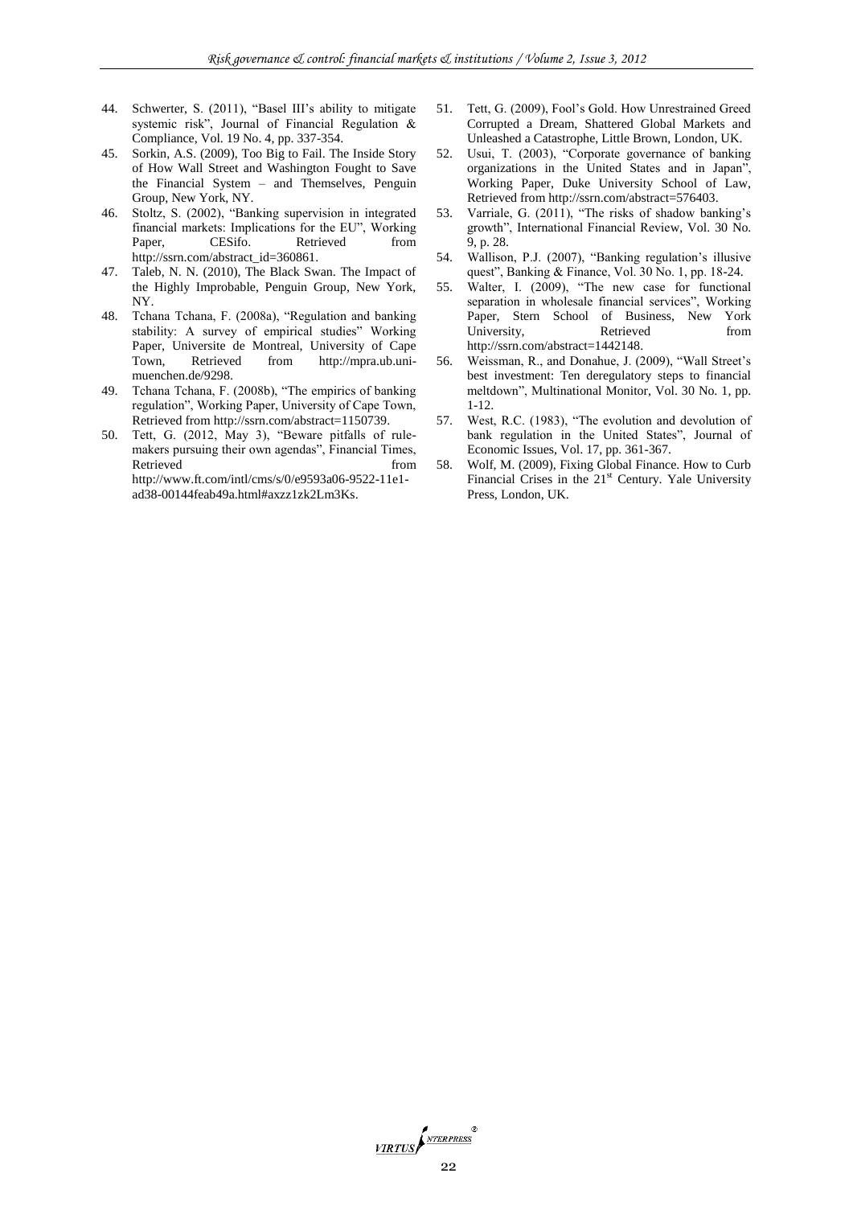44. Schwerter, S. (2011), "Basel III's ability to mitigate systemic risk", Journal of Financial Regulation & Compliance, Vol. 19 No. 4, pp. 337-354.
45. Sorkin, A.S. (2009), Too Big to Fail. The Inside Story of How Wall Street and Washington Fought to Save the Financial System – and Themselves, Penguin Group, New York, NY.
46. Stoltz, S. (2002), "Banking supervision in integrated financial markets: Implications for the EU", Working Paper, CESifo. Retrieved from http://ssrn.com/abstract_id=360861.
47. Taleb, N. N. (2010), The Black Swan. The Impact of the Highly Improbable, Penguin Group, New York, NY.
48. Tchana Tchana, F. (2008a), "Regulation and banking stability: A survey of empirical studies" Working Paper, Universite de Montreal, University of Cape Town, Retrieved from http://mpra.ub.uni-muenchen.de/9298.
49. Tchana Tchana, F. (2008b), "The empirics of banking regulation", Working Paper, University of Cape Town, Retrieved from http://ssrn.com/abstract=1150739.
50. Tett, G. (2012, May 3), "Beware pitfalls of rule-makers pursuing their own agendas", Financial Times, Retrieved from http://www.ft.com/intl/cms/s/0/e9593a06-9522-11e1-ad38-00144feab49a.html#axzz1zk2Lm3Ks.
51. Tett, G. (2009), Fool's Gold. How Unrestrained Greed Corrupted a Dream, Shattered Global Markets and Unleashed a Catastrophe, Little Brown, London, UK.
52. Usui, T. (2003), "Corporate governance of banking organizations in the United States and in Japan", Working Paper, Duke University School of Law, Retrieved from http://ssrn.com/abstract=576403.
53. Varriale, G. (2011), "The risks of shadow banking's growth", International Financial Review, Vol. 30 No. 9, p. 28.
54. Wallison, P.J. (2007), "Banking regulation's illusive quest", Banking & Finance, Vol. 30 No. 1, pp. 18-24.
55. Walter, I. (2009), "The new case for functional separation in wholesale financial services", Working Paper, Stern School of Business, New York University, Retrieved from http://ssrn.com/abstract=1442148.
56. Weissman, R., and Donahue, J. (2009), "Wall Street's best investment: Ten deregulatory steps to financial meltdown", Multinational Monitor, Vol. 30 No. 1, pp. 1-12.
57. West, R.C. (1983), "The evolution and devolution of bank regulation in the United States", Journal of Economic Issues, Vol. 17, pp. 361-367.
58. Wolf, M. (2009), Fixing Global Finance. How to Curb Financial Crises in the 21st Century. Yale University Press, London, UK.